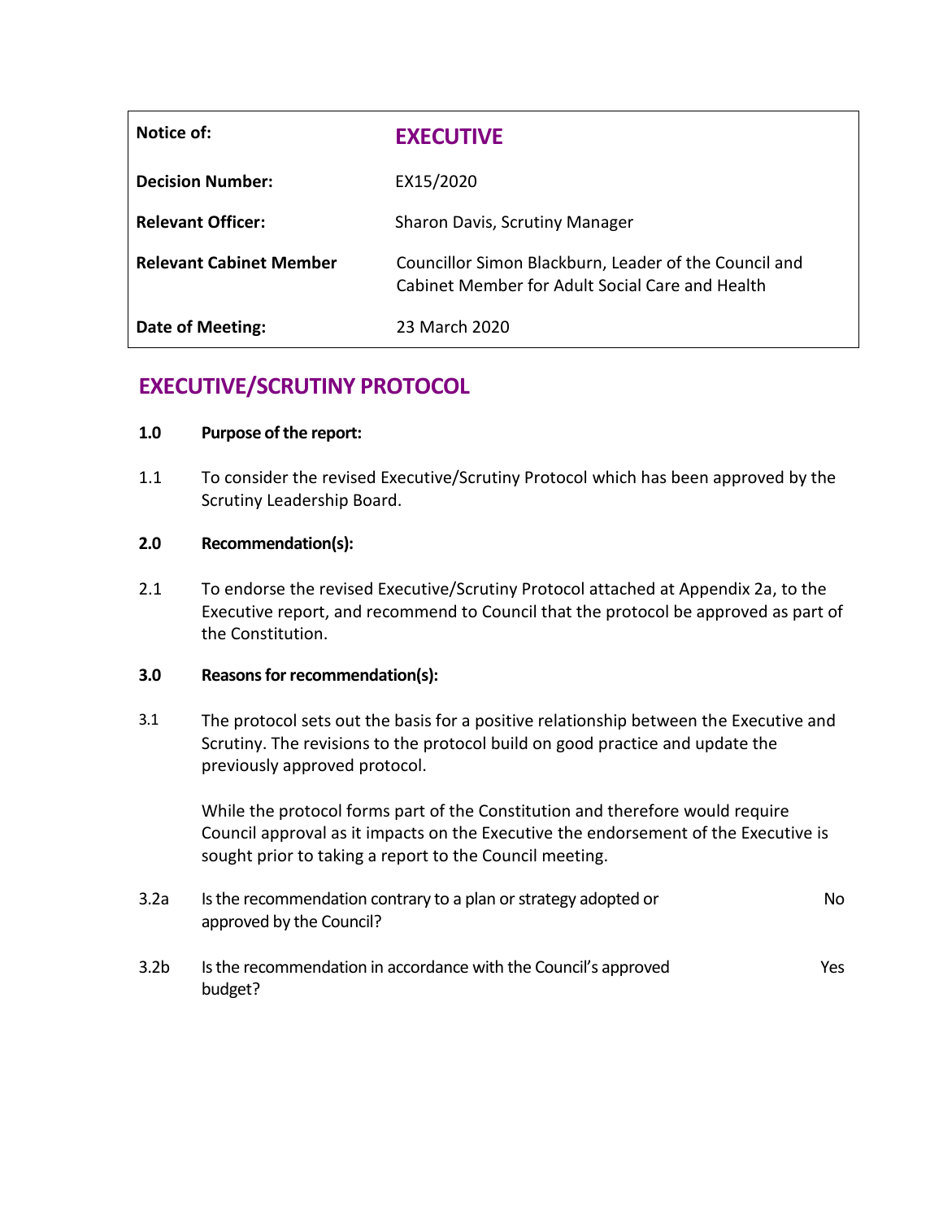| Notice of: | **EXECUTIVE** |
|---|---|
| **Decision Number:** | EX15/2020 |
| **Relevant Officer:** | Sharon Davis, Scrutiny Manager |
| **Relevant Cabinet Member** | Councillor Simon Blackburn, Leader of the Council and Cabinet Member for Adult Social Care and Health |
| **Date of Meeting:** | 23 March 2020 |

# EXECUTIVE/SCRUTINY PROTOCOL

**1.0 Purpose of the report:**

1.1 To consider the revised Executive/Scrutiny Protocol which has been approved by the Scrutiny Leadership Board.

**2.0 Recommendation(s):**

2.1 To endorse the revised Executive/Scrutiny Protocol attached at Appendix 2a, to the Executive report, and recommend to Council that the protocol be approved as part of the Constitution.

**3.0 Reasons for recommendation(s):**

3.1 The protocol sets out the basis for a positive relationship between the Executive and Scrutiny. The revisions to the protocol build on good practice and update the previously approved protocol.

While the protocol forms part of the Constitution and therefore would require Council approval as it impacts on the Executive the endorsement of the Executive is sought prior to taking a report to the Council meeting.

| | | |
|---|---|---|
| 3.2a | Is the recommendation contrary to a plan or strategy adopted or approved by the Council? | No |
| 3.2b | Is the recommendation in accordance with the Council's approved budget? | Yes |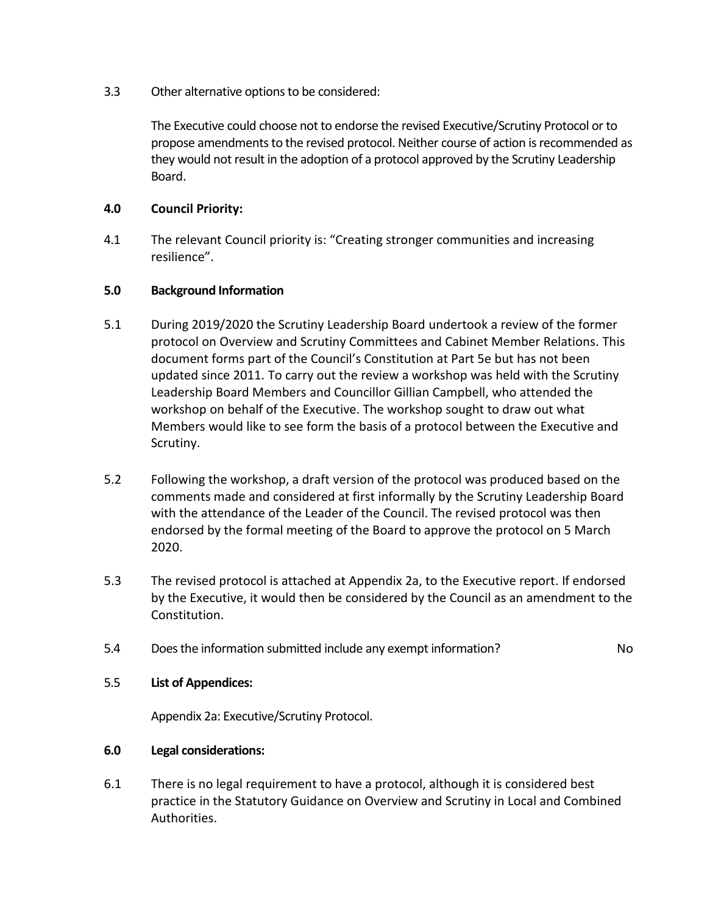3.3 Other alternative options to be considered:

The Executive could choose not to endorse the revised Executive/Scrutiny Protocol or to propose amendments to the revised protocol. Neither course of action is recommended as they would not result in the adoption of a protocol approved by the Scrutiny Leadership Board.

**4.0 Council Priority:**

4.1 The relevant Council priority is: "Creating stronger communities and increasing resilience".

**5.0 Background Information**

5.1 During 2019/2020 the Scrutiny Leadership Board undertook a review of the former protocol on Overview and Scrutiny Committees and Cabinet Member Relations. This document forms part of the Council's Constitution at Part 5e but has not been updated since 2011. To carry out the review a workshop was held with the Scrutiny Leadership Board Members and Councillor Gillian Campbell, who attended the workshop on behalf of the Executive. The workshop sought to draw out what Members would like to see form the basis of a protocol between the Executive and Scrutiny.

5.2 Following the workshop, a draft version of the protocol was produced based on the comments made and considered at first informally by the Scrutiny Leadership Board with the attendance of the Leader of the Council. The revised protocol was then endorsed by the formal meeting of the Board to approve the protocol on 5 March 2020.

5.3 The revised protocol is attached at Appendix 2a, to the Executive report. If endorsed by the Executive, it would then be considered by the Council as an amendment to the Constitution.

5.4 Does the information submitted include any exempt information? No

5.5 **List of Appendices:**

Appendix 2a: Executive/Scrutiny Protocol.

**6.0 Legal considerations:**

6.1 There is no legal requirement to have a protocol, although it is considered best practice in the Statutory Guidance on Overview and Scrutiny in Local and Combined Authorities.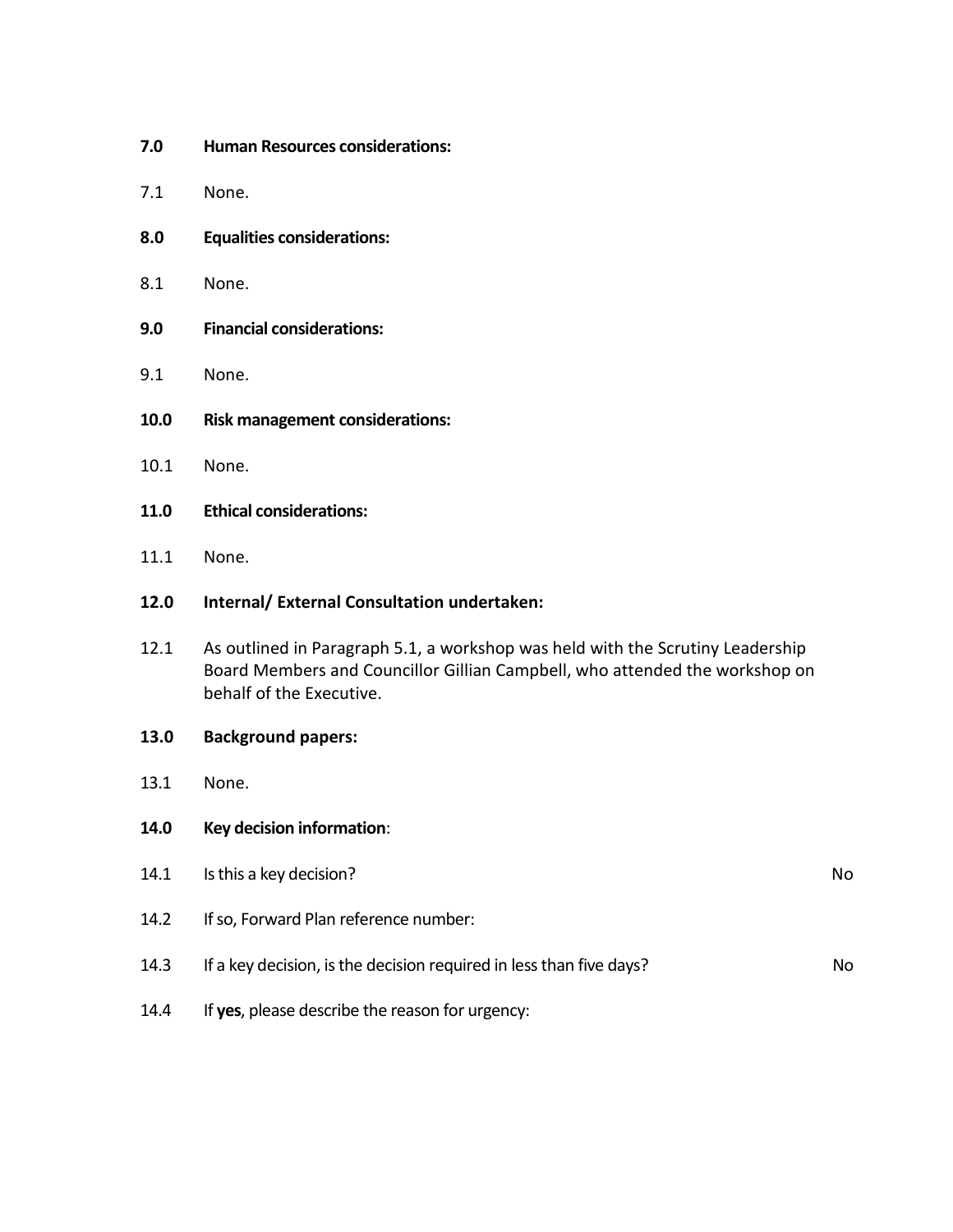**7.0 Human Resources considerations:**

7.1 None.

**8.0 Equalities considerations:**

8.1 None.

**9.0 Financial considerations:**

9.1 None.

**10.0 Risk management considerations:**

10.1 None.

**11.0 Ethical considerations:**

11.1 None.

**12.0 Internal/ External Consultation undertaken:**

12.1 As outlined in Paragraph 5.1, a workshop was held with the Scrutiny Leadership Board Members and Councillor Gillian Campbell, who attended the workshop on behalf of the Executive.

**13.0 Background papers:**

13.1 None.

**14.0 Key decision information**:

14.1 Is this a key decision? No

14.2 If so, Forward Plan reference number:

14.3 If a key decision, is the decision required in less than five days? No

14.4 If **yes**, please describe the reason for urgency: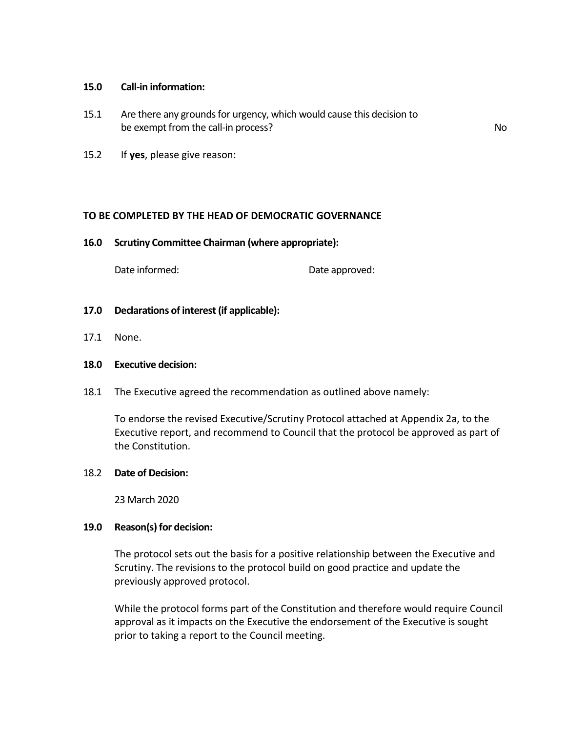**15.0 Call-in information:**

15.1 Are there any grounds for urgency, which would cause this decision to be exempt from the call-in process? No

15.2 If **yes**, please give reason:

**TO BE COMPLETED BY THE HEAD OF DEMOCRATIC GOVERNANCE**

**16.0 Scrutiny Committee Chairman (where appropriate):**

Date informed: Date approved:

**17.0 Declarations of interest (if applicable):**

17.1 None.

**18.0 Executive decision:**

18.1 The Executive agreed the recommendation as outlined above namely:

To endorse the revised Executive/Scrutiny Protocol attached at Appendix 2a, to the Executive report, and recommend to Council that the protocol be approved as part of the Constitution.

18.2 **Date of Decision:**

23 March 2020

**19.0 Reason(s) for decision:**

The protocol sets out the basis for a positive relationship between the Executive and Scrutiny. The revisions to the protocol build on good practice and update the previously approved protocol.

While the protocol forms part of the Constitution and therefore would require Council approval as it impacts on the Executive the endorsement of the Executive is sought prior to taking a report to the Council meeting.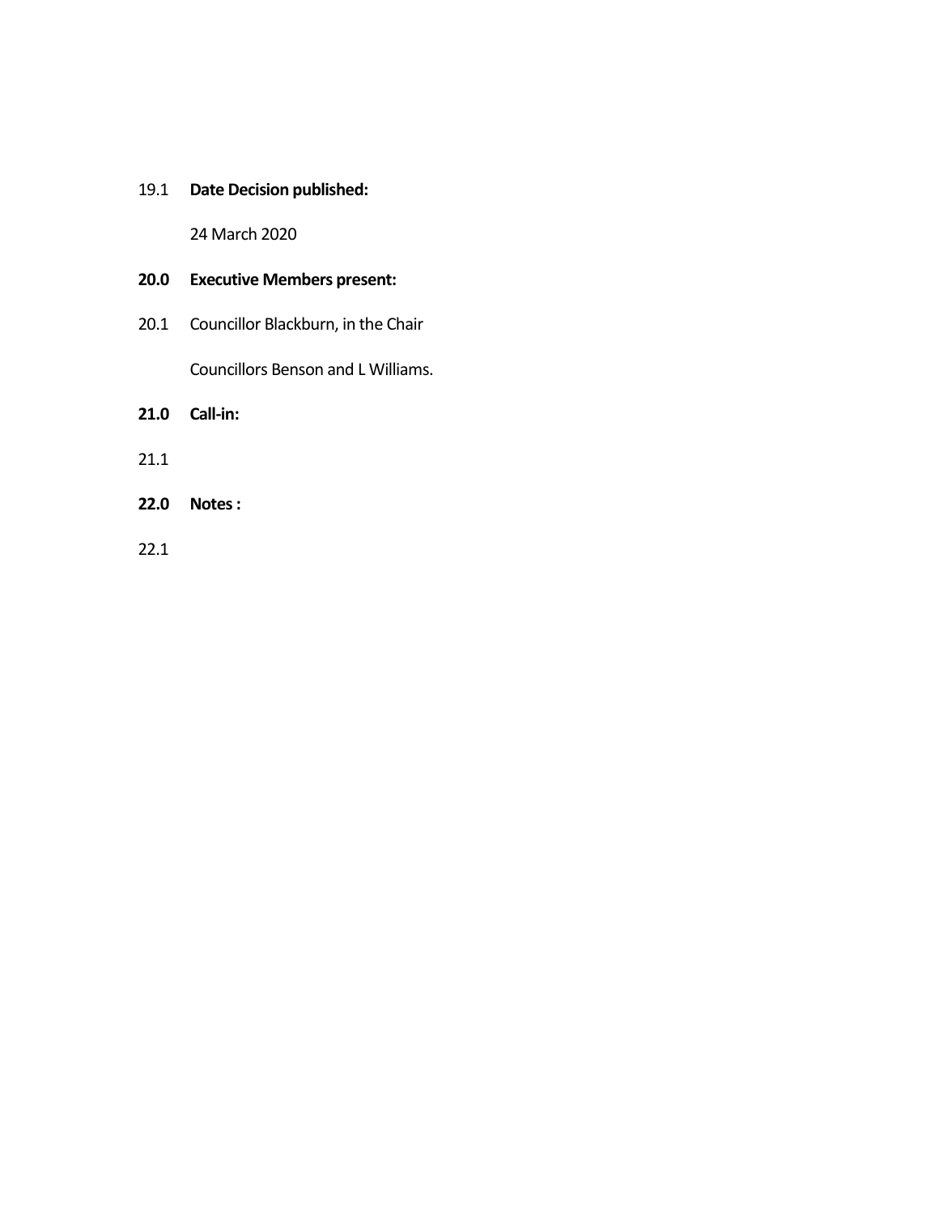19.1 **Date Decision published:**

24 March 2020

**20.0 Executive Members present:**

20.1 Councillor Blackburn, in the Chair

Councillors Benson and L Williams.

**21.0 Call-in:**

21.1

**22.0 Notes :**

22.1